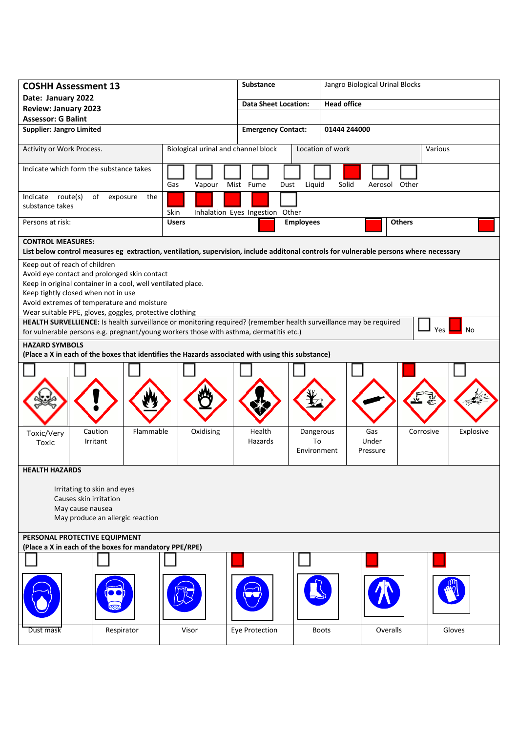| **COSHH Assessment 13**<br>**Date: January 2022**<br>**Review: January 2023**<br>**Assessor: G Balint** | **Substance** | Jangro Biological Urinal Blocks |
|---|---|---|
| | **Data Sheet Location:** | **Head office** |
| **Supplier: Jangro Limited** | **Emergency Contact:** | **01444 244000** |

| Activity or Work Process. | Biological urinal and channel block | Location of work | Various |
|---|---|---|---|

**Indicate which form the substance takes**

| Gas | Vapour | Mist | Fume | Dust | Liquid | Solid | Aerosol | Other |
|---|---|---|---|---|---|---|---|---|
| ☐ | ☐ | ☐ | ☐ | ☐ | ☐ | ☒ | ☐ | ☐ |

**Indicate route(s) of exposure the substance takes**

| Skin | Inhalation | Eyes | Ingestion | Other |
|---|---|---|---|---|
| ☒ | ☒ | ☒ | ☒ | ☐ |

**Persons at risk:**

| Users | Employees | Others |
|---|---|---|
| ☒ | ☒ | ☒ |

**CONTROL MEASURES:**
**List below control measures eg extraction, ventilation, supervision, include additonal controls for vulnerable persons where necessary**

Keep out of reach of children
Avoid eye contact and prolonged skin contact
Keep in original container in a cool, well ventilated place.
Keep tightly closed when not in use
Avoid extremes of temperature and moisture
Wear suitable PPE, gloves, goggles, protective clothing

**HEALTH SURVELLIENCE:** Is health surveillance or monitoring required? (remember health surveillance may be required for vulnerable persons e.g. pregnant/young workers those with asthma, dermatitis etc.) ☐ Yes ☒ No

**HAZARD SYMBOLS**
**(Place a X in each of the boxes that identifies the Hazards associated with using this substance)**

| Toxic/Very Toxic | Caution Irritant | Flammable | Oxidising | Health Hazards | Dangerous To Environment | Gas Under Pressure | Corrosive | Explosive |
|---|---|---|---|---|---|---|---|---|
| ☐ | ☐ | ☐ | ☐ | ☐ | ☐ | ☐ | ☒ | ☐ |

**HEALTH HAZARDS**

Irritating to skin and eyes
Causes skin irritation
May cause nausea
May produce an allergic reaction

**PERSONAL PROTECTIVE EQUIPMENT**
**(Place a X in each of the boxes for mandatory PPE/RPE)**

| Dust mask | Respirator | Visor | Eye Protection | Boots | Overalls | Gloves |
|---|---|---|---|---|---|---|
| ☐ | ☐ | ☐ | ☒ | ☐ | ☒ | ☒ |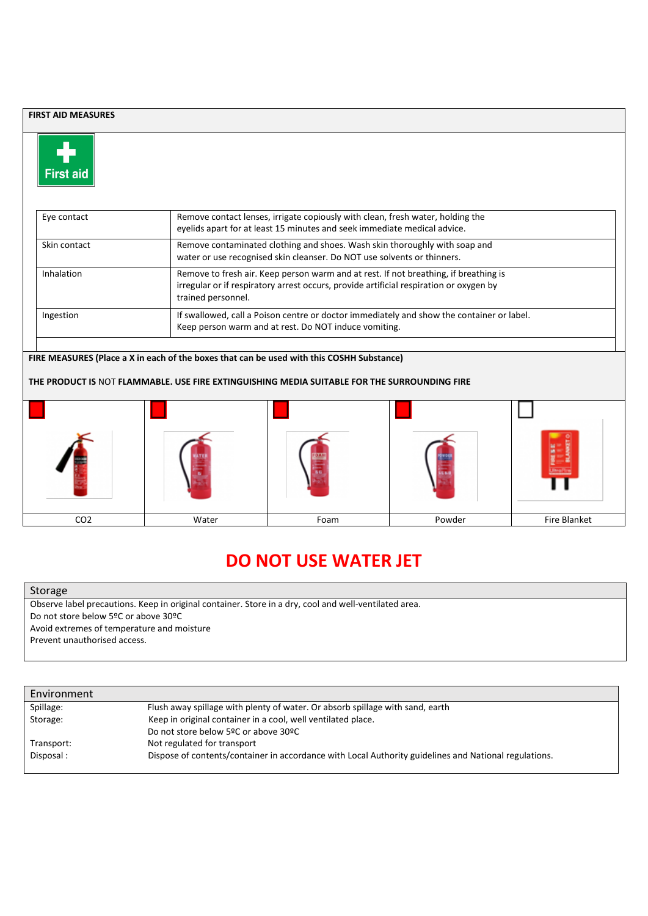**FIRST AID MEASURES**

First aid

| | |
|---|---|
| Eye contact | Remove contact lenses, irrigate copiously with clean, fresh water, holding the eyelids apart for at least 15 minutes and seek immediate medical advice. |
| Skin contact | Remove contaminated clothing and shoes. Wash skin thoroughly with soap and water or use recognised skin cleanser. Do NOT use solvents or thinners. |
| Inhalation | Remove to fresh air. Keep person warm and at rest. If not breathing, if breathing is irregular or if respiratory arrest occurs, provide artificial respiration or oxygen by trained personnel. |
| Ingestion | If swallowed, call a Poison centre or doctor immediately and show the container or label. Keep person warm and at rest. Do NOT induce vomiting. |

**FIRE MEASURES (Place a X in each of the boxes that can be used with this COSHH Substance)**

**THE PRODUCT IS** NOT **FLAMMABLE. USE FIRE EXTINGUISHING MEDIA SUITABLE FOR THE SURROUNDING FIRE**

| $CO_2$ | Water | Foam | Powder | Fire Blanket |
|---|---|---|---|---|

# DO NOT USE WATER JET

## Storage

Observe label precautions. Keep in original container. Store in a dry, cool and well-ventilated area.
Do not store below 5ºC or above 30ºC
Avoid extremes of temperature and moisture
Prevent unauthorised access.

## Environment

| | |
|---|---|
| Spillage: | Flush away spillage with plenty of water. Or absorb spillage with sand, earth |
| Storage: | Keep in original container in a cool, well ventilated place. Do not store below 5ºC or above 30ºC |
| Transport: | Not regulated for transport |
| Disposal : | Dispose of contents/container in accordance with Local Authority guidelines and National regulations. |